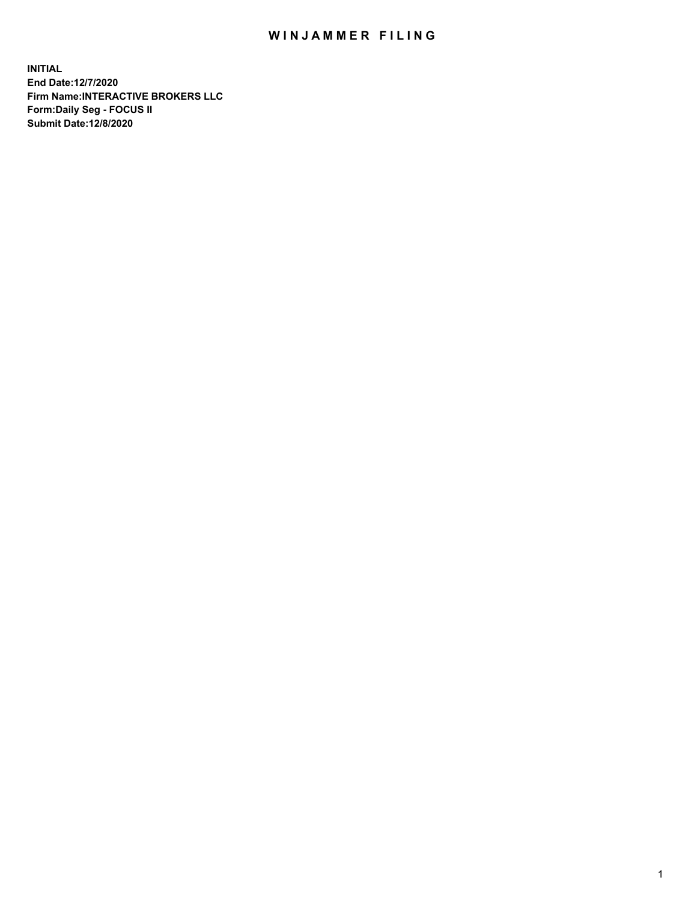# WINJAMMER FILING

**INITIAL**
**End Date:12/7/2020**
**Firm Name:INTERACTIVE BROKERS LLC**
**Form:Daily Seg - FOCUS II**
**Submit Date:12/8/2020**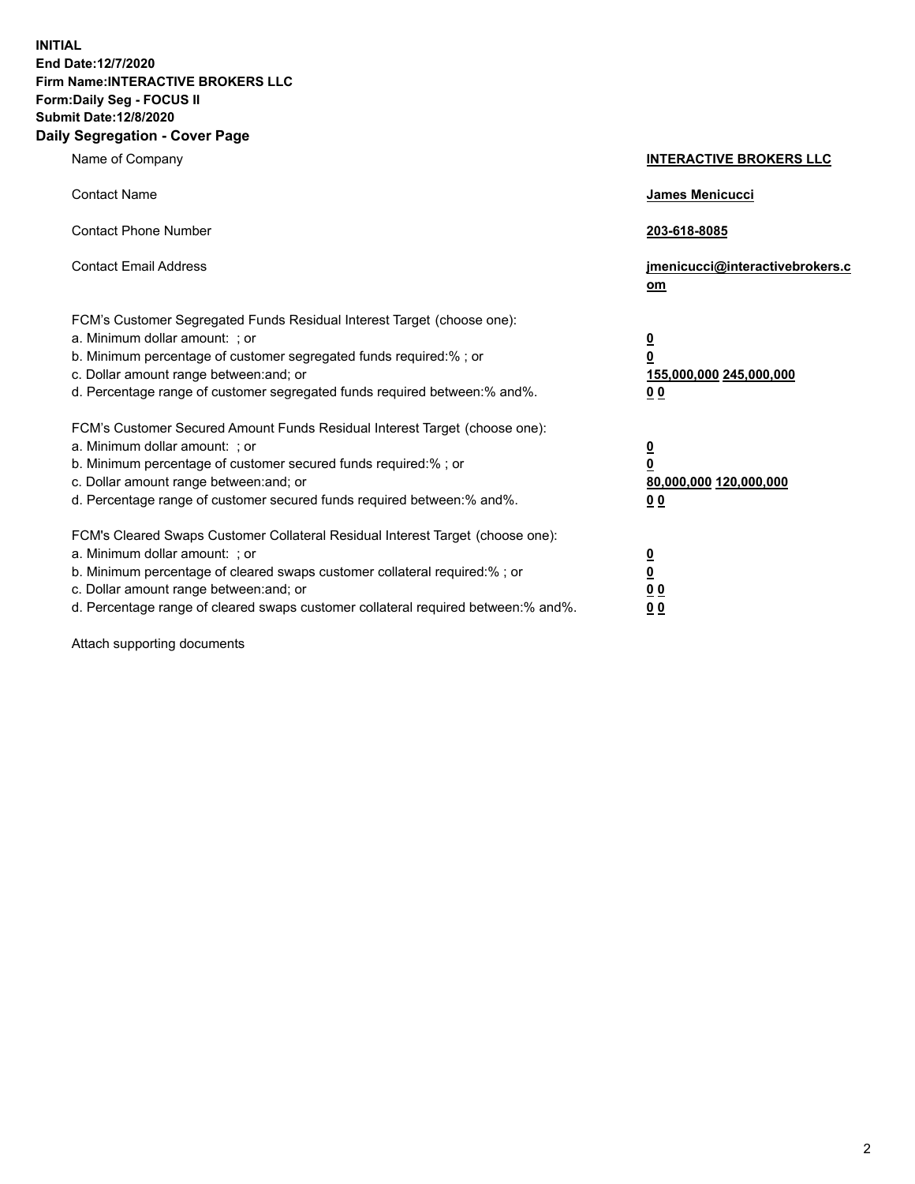**INITIAL**
**End Date:12/7/2020**
**Firm Name:INTERACTIVE BROKERS LLC**
**Form:Daily Seg - FOCUS II**
**Submit Date:12/8/2020**

## Daily Segregation - Cover Page

| | |
|---|---|
| Name of Company | **INTERACTIVE BROKERS LLC** |
| Contact Name | **James Menicucci** |
| Contact Phone Number | **203-618-8085** |
| Contact Email Address | **jmenicucci@interactivebrokers.com** |

FCM's Customer Segregated Funds Residual Interest Target (choose one):

| | |
|---|---|
| a. Minimum dollar amount: ; or | **0** |
| b. Minimum percentage of customer segregated funds required:% ; or | **0** |
| c. Dollar amount range between:and; or | **155,000,000 245,000,000** |
| d. Percentage range of customer segregated funds required between:% and%. | **0 0** |

FCM's Customer Secured Amount Funds Residual Interest Target (choose one):

| | |
|---|---|
| a. Minimum dollar amount: ; or | **0** |
| b. Minimum percentage of customer secured funds required:% ; or | **0** |
| c. Dollar amount range between:and; or | **80,000,000 120,000,000** |
| d. Percentage range of customer secured funds required between:% and%. | **0 0** |

FCM's Cleared Swaps Customer Collateral Residual Interest Target (choose one):

| | |
|---|---|
| a. Minimum dollar amount: ; or | **0** |
| b. Minimum percentage of cleared swaps customer collateral required:% ; or | **0** |
| c. Dollar amount range between:and; or | **0 0** |
| d. Percentage range of cleared swaps customer collateral required between:% and%. | **0 0** |

Attach supporting documents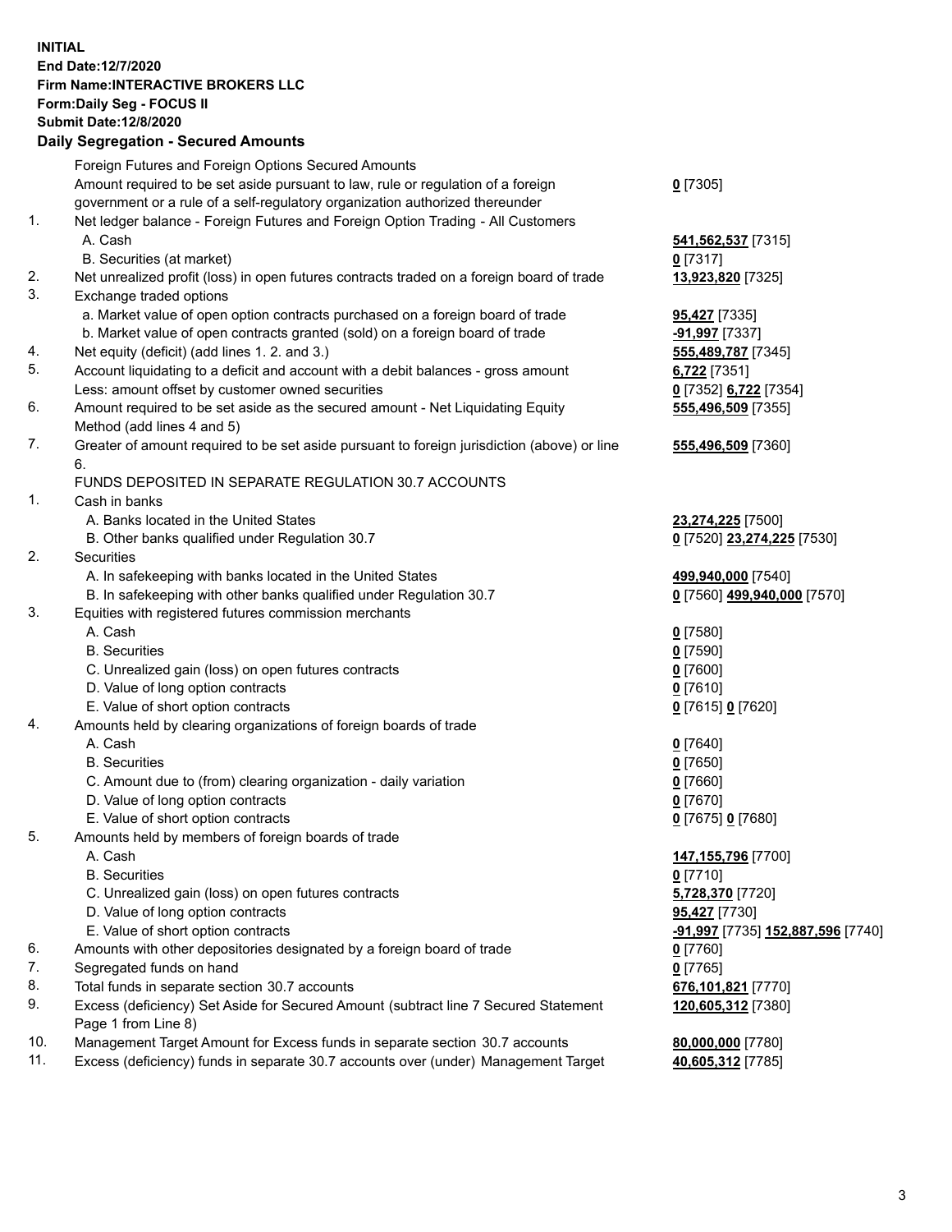**INITIAL**
**End Date:12/7/2020**
**Firm Name:INTERACTIVE BROKERS LLC**
**Form:Daily Seg - FOCUS II**
**Submit Date:12/8/2020**

**Daily Segregation - Secured Amounts**

| | | |
|---|---|---|
| | Foreign Futures and Foreign Options Secured Amounts | |
| | Amount required to be set aside pursuant to law, rule or regulation of a foreign government or a rule of a self-regulatory organization authorized thereunder | **0** [7305] |
| 1. | Net ledger balance - Foreign Futures and Foreign Option Trading - All Customers | |
| | A. Cash | **541,562,537** [7315] |
| | B. Securities (at market) | **0** [7317] |
| 2. | Net unrealized profit (loss) in open futures contracts traded on a foreign board of trade | **13,923,820** [7325] |
| 3. | Exchange traded options | |
| | a. Market value of open option contracts purchased on a foreign board of trade | **95,427** [7335] |
| | b. Market value of open contracts granted (sold) on a foreign board of trade | **-91,997** [7337] |
| 4. | Net equity (deficit) (add lines 1. 2. and 3.) | **555,489,787** [7345] |
| 5. | Account liquidating to a deficit and account with a debit balances - gross amount | **6,722** [7351] |
| | Less: amount offset by customer owned securities | **0** [7352] **6,722** [7354] |
| 6. | Amount required to be set aside as the secured amount - Net Liquidating Equity Method (add lines 4 and 5) | **555,496,509** [7355] |
| 7. | Greater of amount required to be set aside pursuant to foreign jurisdiction (above) or line 6. | **555,496,509** [7360] |
| | FUNDS DEPOSITED IN SEPARATE REGULATION 30.7 ACCOUNTS | |
| 1. | Cash in banks | |
| | A. Banks located in the United States | **23,274,225** [7500] |
| | B. Other banks qualified under Regulation 30.7 | **0** [7520] **23,274,225** [7530] |
| 2. | Securities | |
| | A. In safekeeping with banks located in the United States | **499,940,000** [7540] |
| | B. In safekeeping with other banks qualified under Regulation 30.7 | **0** [7560] **499,940,000** [7570] |
| 3. | Equities with registered futures commission merchants | |
| | A. Cash | **0** [7580] |
| | B. Securities | **0** [7590] |
| | C. Unrealized gain (loss) on open futures contracts | **0** [7600] |
| | D. Value of long option contracts | **0** [7610] |
| | E. Value of short option contracts | **0** [7615] **0** [7620] |
| 4. | Amounts held by clearing organizations of foreign boards of trade | |
| | A. Cash | **0** [7640] |
| | B. Securities | **0** [7650] |
| | C. Amount due to (from) clearing organization - daily variation | **0** [7660] |
| | D. Value of long option contracts | **0** [7670] |
| | E. Value of short option contracts | **0** [7675] **0** [7680] |
| 5. | Amounts held by members of foreign boards of trade | |
| | A. Cash | **147,155,796** [7700] |
| | B. Securities | **0** [7710] |
| | C. Unrealized gain (loss) on open futures contracts | **5,728,370** [7720] |
| | D. Value of long option contracts | **95,427** [7730] |
| | E. Value of short option contracts | **-91,997** [7735] **152,887,596** [7740] |
| 6. | Amounts with other depositories designated by a foreign board of trade | **0** [7760] |
| 7. | Segregated funds on hand | **0** [7765] |
| 8. | Total funds in separate section 30.7 accounts | **676,101,821** [7770] |
| 9. | Excess (deficiency) Set Aside for Secured Amount (subtract line 7 Secured Statement Page 1 from Line 8) | **120,605,312** [7380] |
| 10. | Management Target Amount for Excess funds in separate section 30.7 accounts | **80,000,000** [7780] |
| 11. | Excess (deficiency) funds in separate 30.7 accounts over (under) Management Target | **40,605,312** [7785] |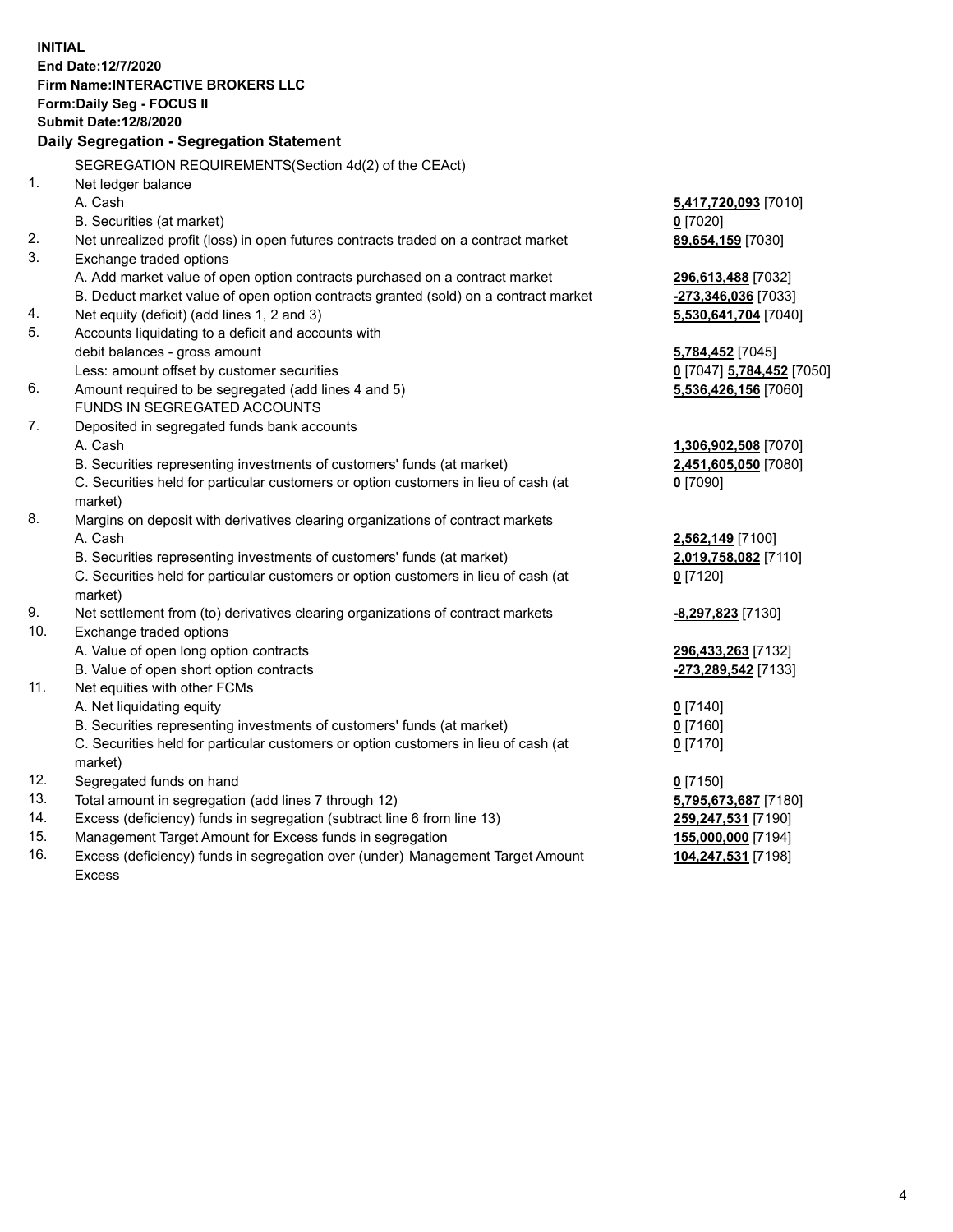**INITIAL**
**End Date:12/7/2020**
**Firm Name:INTERACTIVE BROKERS LLC**
**Form:Daily Seg - FOCUS II**
**Submit Date:12/8/2020**

### Daily Segregation - Segregation Statement

SEGREGATION REQUIREMENTS(Section 4d(2) of the CEAct)

| | | |
|---|---|---|
| 1. | Net ledger balance | |
| | A. Cash | **5,417,720,093** [7010] |
| | B. Securities (at market) | **0** [7020] |
| 2. | Net unrealized profit (loss) in open futures contracts traded on a contract market | **89,654,159** [7030] |
| 3. | Exchange traded options | |
| | A. Add market value of open option contracts purchased on a contract market | **296,613,488** [7032] |
| | B. Deduct market value of open option contracts granted (sold) on a contract market | **-273,346,036** [7033] |
| 4. | Net equity (deficit) (add lines 1, 2 and 3) | **5,530,641,704** [7040] |
| 5. | Accounts liquidating to a deficit and accounts with | |
| | debit balances - gross amount | **5,784,452** [7045] |
| | Less: amount offset by customer securities | **0** [7047] **5,784,452** [7050] |
| 6. | Amount required to be segregated (add lines 4 and 5) | **5,536,426,156** [7060] |
| | FUNDS IN SEGREGATED ACCOUNTS | |
| 7. | Deposited in segregated funds bank accounts | |
| | A. Cash | **1,306,902,508** [7070] |
| | B. Securities representing investments of customers' funds (at market) | **2,451,605,050** [7080] |
| | C. Securities held for particular customers or option customers in lieu of cash (at market) | **0** [7090] |
| 8. | Margins on deposit with derivatives clearing organizations of contract markets | |
| | A. Cash | **2,562,149** [7100] |
| | B. Securities representing investments of customers' funds (at market) | **2,019,758,082** [7110] |
| | C. Securities held for particular customers or option customers in lieu of cash (at market) | **0** [7120] |
| 9. | Net settlement from (to) derivatives clearing organizations of contract markets | **-8,297,823** [7130] |
| 10. | Exchange traded options | |
| | A. Value of open long option contracts | **296,433,263** [7132] |
| | B. Value of open short option contracts | **-273,289,542** [7133] |
| 11. | Net equities with other FCMs | |
| | A. Net liquidating equity | **0** [7140] |
| | B. Securities representing investments of customers' funds (at market) | **0** [7160] |
| | C. Securities held for particular customers or option customers in lieu of cash (at market) | **0** [7170] |
| 12. | Segregated funds on hand | **0** [7150] |
| 13. | Total amount in segregation (add lines 7 through 12) | **5,795,673,687** [7180] |
| 14. | Excess (deficiency) funds in segregation (subtract line 6 from line 13) | **259,247,531** [7190] |
| 15. | Management Target Amount for Excess funds in segregation | **155,000,000** [7194] |
| 16. | Excess (deficiency) funds in segregation over (under) Management Target Amount Excess | **104,247,531** [7198] |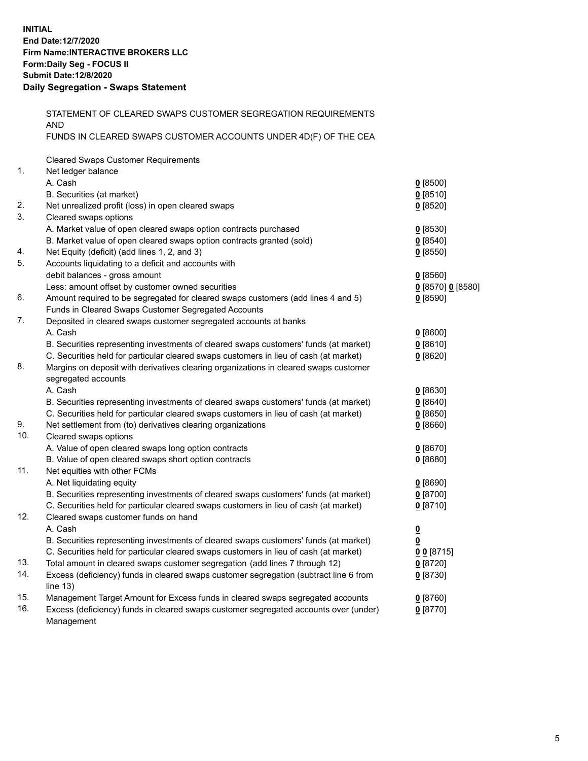**INITIAL**
**End Date:12/7/2020**
**Firm Name:INTERACTIVE BROKERS LLC**
**Form:Daily Seg - FOCUS II**
**Submit Date:12/8/2020**
**Daily Segregation - Swaps Statement**

STATEMENT OF CLEARED SWAPS CUSTOMER SEGREGATION REQUIREMENTS AND FUNDS IN CLEARED SWAPS CUSTOMER ACCOUNTS UNDER 4D(F) OF THE CEA

| | | |
|---|---|---|
| | Cleared Swaps Customer Requirements | |
| 1. | Net ledger balance | |
| | A. Cash | 0 [8500] |
| | B. Securities (at market) | 0 [8510] |
| 2. | Net unrealized profit (loss) in open cleared swaps | 0 [8520] |
| 3. | Cleared swaps options | |
| | A. Market value of open cleared swaps option contracts purchased | 0 [8530] |
| | B. Market value of open cleared swaps option contracts granted (sold) | 0 [8540] |
| 4. | Net Equity (deficit) (add lines 1, 2, and 3) | 0 [8550] |
| 5. | Accounts liquidating to a deficit and accounts with debit balances - gross amount | 0 [8560] |
| | Less: amount offset by customer owned securities | 0 [8570] 0 [8580] |
| 6. | Amount required to be segregated for cleared swaps customers (add lines 4 and 5) | 0 [8590] |
| | Funds in Cleared Swaps Customer Segregated Accounts | |
| 7. | Deposited in cleared swaps customer segregated accounts at banks | |
| | A. Cash | 0 [8600] |
| | B. Securities representing investments of cleared swaps customers' funds (at market) | 0 [8610] |
| | C. Securities held for particular cleared swaps customers in lieu of cash (at market) | 0 [8620] |
| 8. | Margins on deposit with derivatives clearing organizations in cleared swaps customer segregated accounts | |
| | A. Cash | 0 [8630] |
| | B. Securities representing investments of cleared swaps customers' funds (at market) | 0 [8640] |
| | C. Securities held for particular cleared swaps customers in lieu of cash (at market) | 0 [8650] |
| 9. | Net settlement from (to) derivatives clearing organizations | 0 [8660] |
| 10. | Cleared swaps options | |
| | A. Value of open cleared swaps long option contracts | 0 [8670] |
| | B. Value of open cleared swaps short option contracts | 0 [8680] |
| 11. | Net equities with other FCMs | |
| | A. Net liquidating equity | 0 [8690] |
| | B. Securities representing investments of cleared swaps customers' funds (at market) | 0 [8700] |
| | C. Securities held for particular cleared swaps customers in lieu of cash (at market) | 0 [8710] |
| 12. | Cleared swaps customer funds on hand | |
| | A. Cash | 0 |
| | B. Securities representing investments of cleared swaps customers' funds (at market) | 0 |
| | C. Securities held for particular cleared swaps customers in lieu of cash (at market) | 0 0 [8715] |
| 13. | Total amount in cleared swaps customer segregation (add lines 7 through 12) | 0 [8720] |
| 14. | Excess (deficiency) funds in cleared swaps customer segregation (subtract line 6 from line 13) | 0 [8730] |
| 15. | Management Target Amount for Excess funds in cleared swaps segregated accounts | 0 [8760] |
| 16. | Excess (deficiency) funds in cleared swaps customer segregated accounts over (under) Management | 0 [8770] |